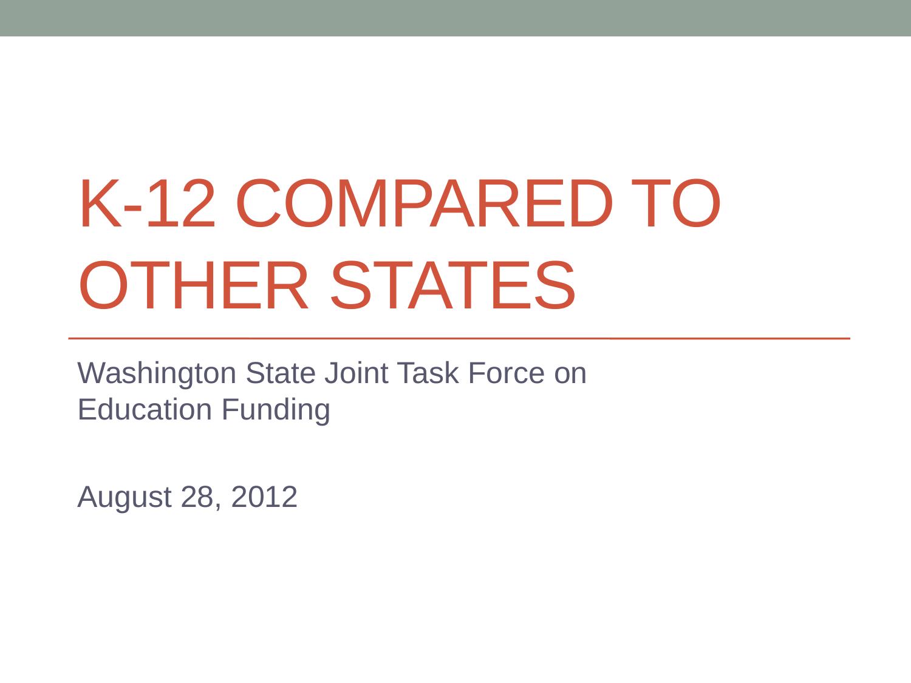# K-12 COMPARED TO OTHER STATES

Washington State Joint Task Force on Education Funding

August 28, 2012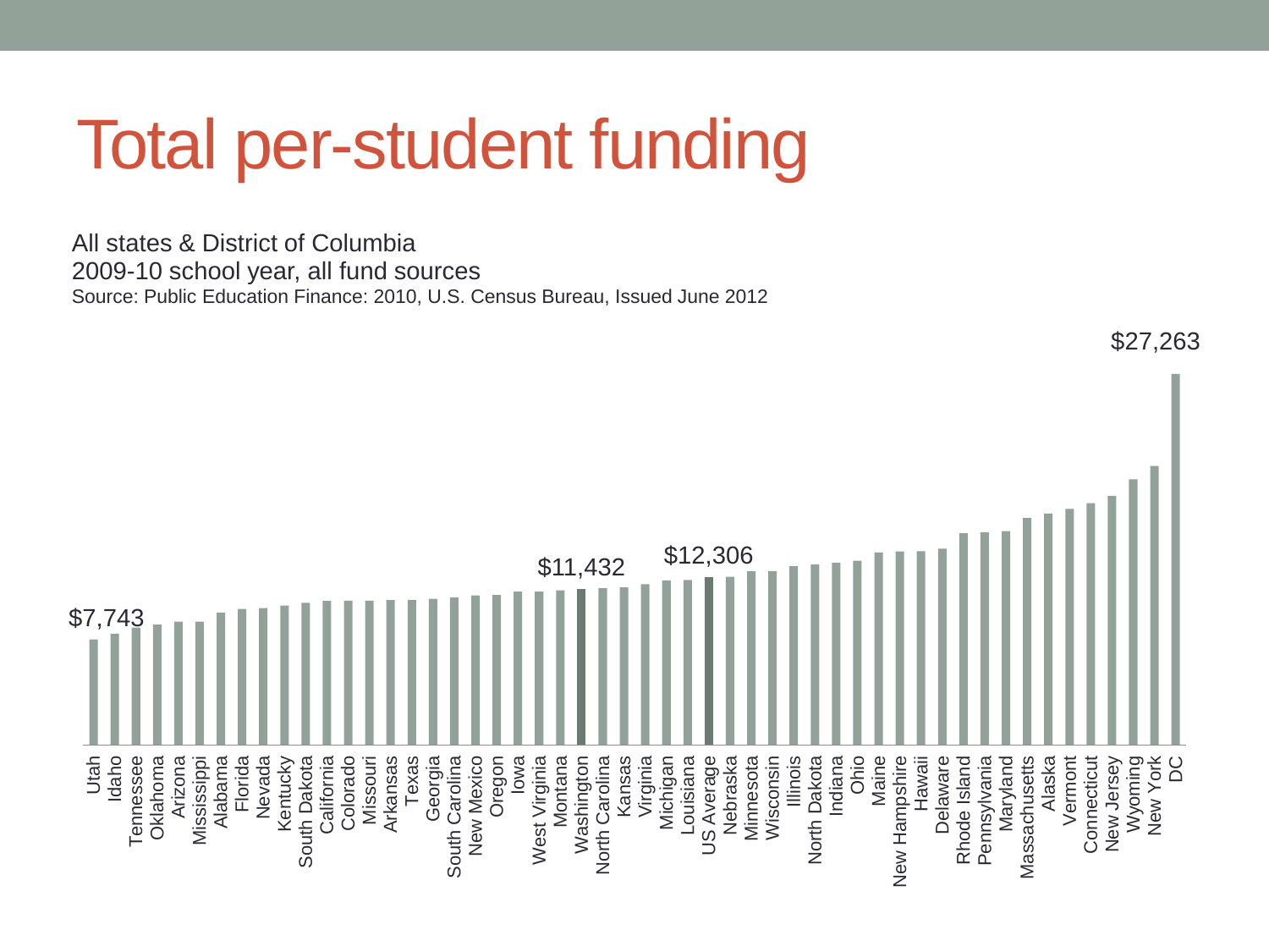# Total per-student funding

All states & District of Columbia
2009-10 school year, all fund sources
Source: Public Education Finance: 2010, U.S. Census Bureau, Issued June 2012

$7,743 | $11,432 | $12,306 | $27,263

Utah, Idaho, Tennessee, Oklahoma, Arizona, Mississippi, Alabama, Florida, Nevada, Kentucky, South Dakota, California, Colorado, Missouri, Arkansas, Texas, Georgia, South Carolina, New Mexico, Oregon, Iowa, West Virginia, Montana, Washington, North Carolina, Kansas, Virginia, Michigan, Louisiana, US Average, Nebraska, Minnesota, Wisconsin, Illinois, North Dakota, Indiana, Ohio, Maine, New Hampshire, Hawaii, Delaware, Rhode Island, Pennsylvania, Maryland, Massachusetts, Alaska, Vermont, Connecticut, New Jersey, Wyoming, New York, DC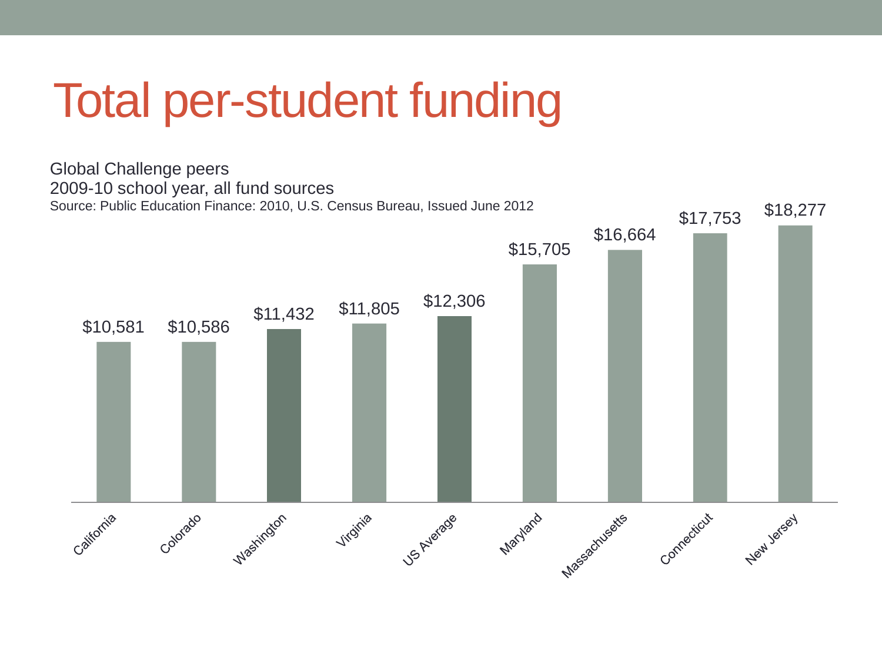# Total per-student funding

Global Challenge peers
2009-10 school year, all fund sources
Source: Public Education Finance: 2010, U.S. Census Bureau, Issued June 2012

| State | Per-student funding |
| --- | --- |
| California | $10,581 |
| Colorado | $10,586 |
| Washington | $11,432 |
| Virginia | $11,805 |
| US Average | $12,306 |
| Maryland | $15,705 |
| Massachusetts | $16,664 |
| Connecticut | $17,753 |
| New Jersey | $18,277 |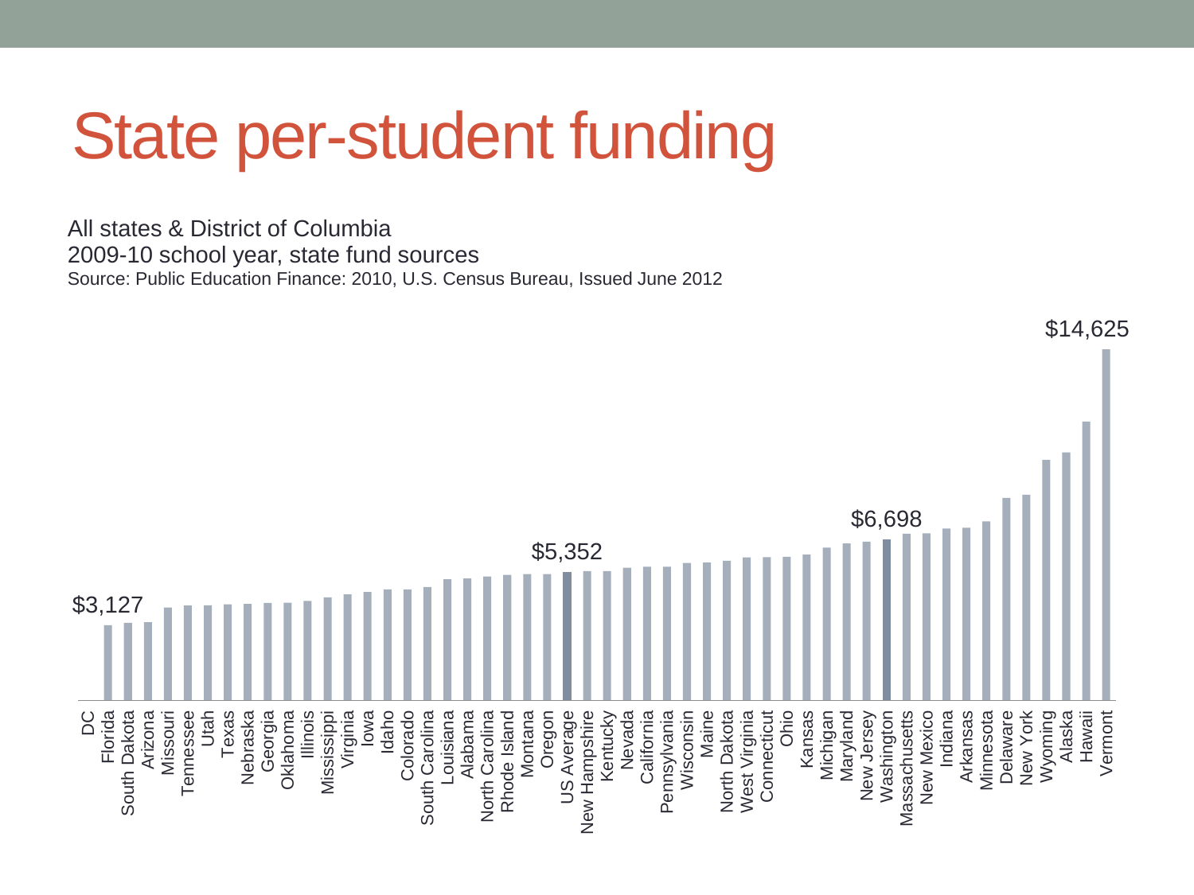# State per-student funding

All states & District of Columbia
2009-10 school year, state fund sources
Source: Public Education Finance: 2010, U.S. Census Bureau, Issued June 2012

$3,127

$5,352

$6,698

$14,625

DC Florida South Dakota Arizona Missouri Tennessee Utah Texas Nebraska Georgia Oklahoma Illinois Mississippi Virginia Iowa Idaho Colorado South Carolina Louisiana Alabama North Carolina Rhode Island Montana Oregon US Average New Hampshire Kentucky Nevada California Pennsylvania Wisconsin Maine North Dakota West Virginia Connecticut Ohio Kansas Michigan Maryland New Jersey Washington Massachusetts New Mexico Indiana Arkansas Minnesota Delaware New York Wyoming Alaska Hawaii Vermont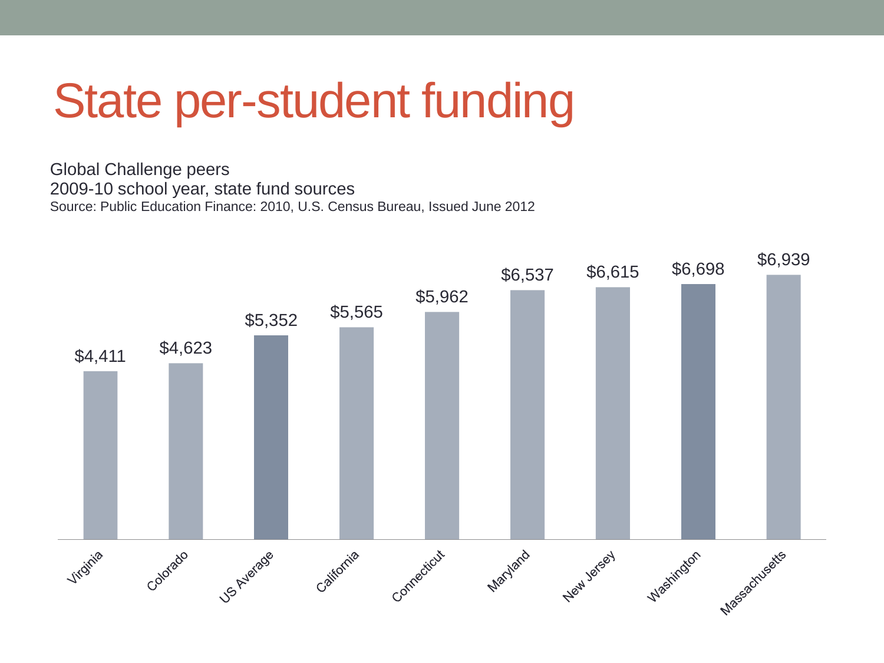# State per-student funding

Global Challenge peers
2009-10 school year, state fund sources
Source: Public Education Finance: 2010, U.S. Census Bureau, Issued June 2012

| State | Per-student funding |
| --- | --- |
| Virginia | $4,411 |
| Colorado | $4,623 |
| US Average | $5,352 |
| California | $5,565 |
| Connecticut | $5,962 |
| Maryland | $6,537 |
| New Jersey | $6,615 |
| Washington | $6,698 |
| Massachusetts | $6,939 |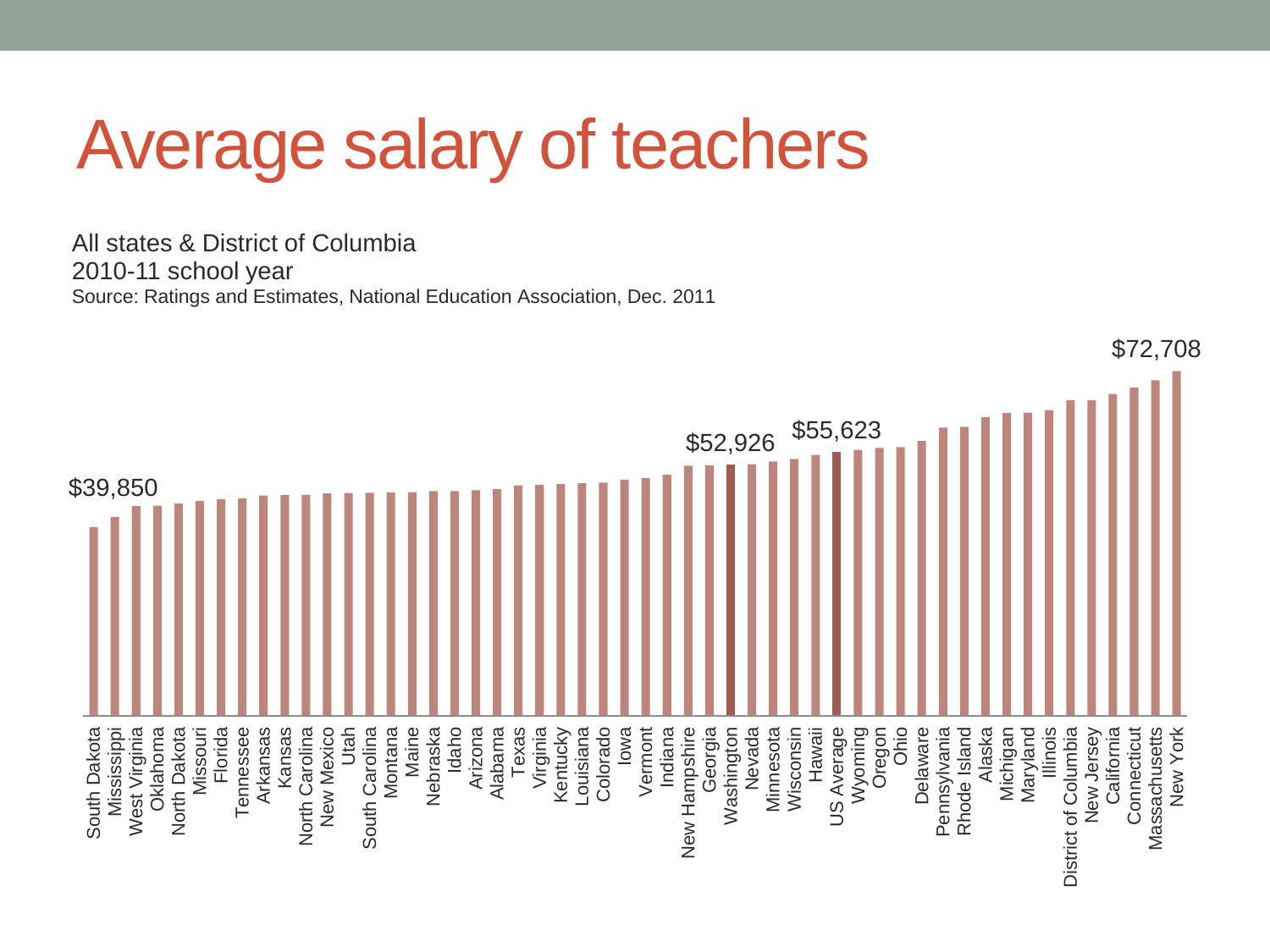# Average salary of teachers

All states & District of Columbia
2010-11 school year
Source: Ratings and Estimates, National Education Association, Dec. 2011

$39,850

$52,926

$55,623

$72,708

South Dakota, Mississippi, West Virginia, Oklahoma, North Dakota, Missouri, Florida, Tennessee, Arkansas, Kansas, North Carolina, New Mexico, Utah, South Carolina, Montana, Maine, Nebraska, Idaho, Arizona, Alabama, Texas, Virginia, Kentucky, Louisiana, Colorado, Iowa, Vermont, Indiana, New Hampshire, Georgia, Washington, Nevada, Minnesota, Wisconsin, Hawaii, US Average, Wyoming, Oregon, Ohio, Delaware, Pennsylvania, Rhode Island, Alaska, Michigan, Maryland, Illinois, District of Columbia, New Jersey, California, Connecticut, Massachusetts, New York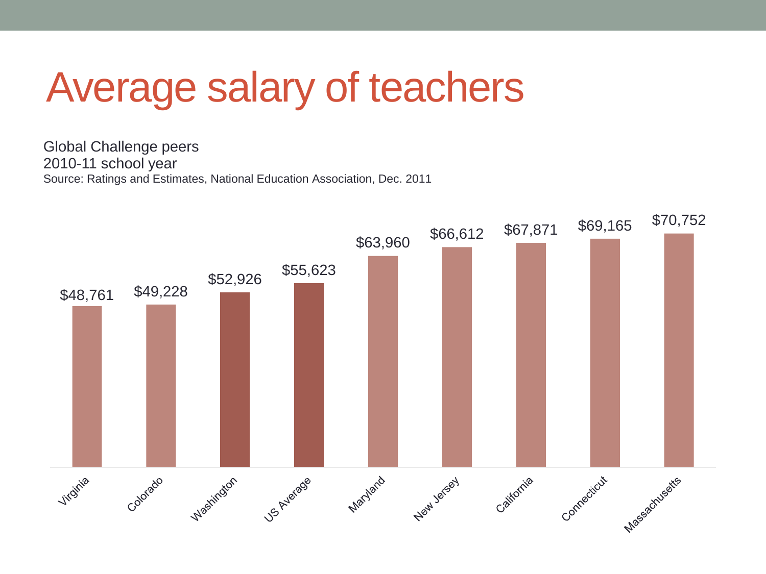# Average salary of teachers

Global Challenge peers
2010-11 school year
Source: Ratings and Estimates, National Education Association, Dec. 2011

| State | Average salary |
| --- | --- |
| Virginia | $48,761 |
| Colorado | $49,228 |
| Washington | $52,926 |
| US Average | $55,623 |
| Maryland | $63,960 |
| New Jersey | $66,612 |
| California | $67,871 |
| Connecticut | $69,165 |
| Massachusetts | $70,752 |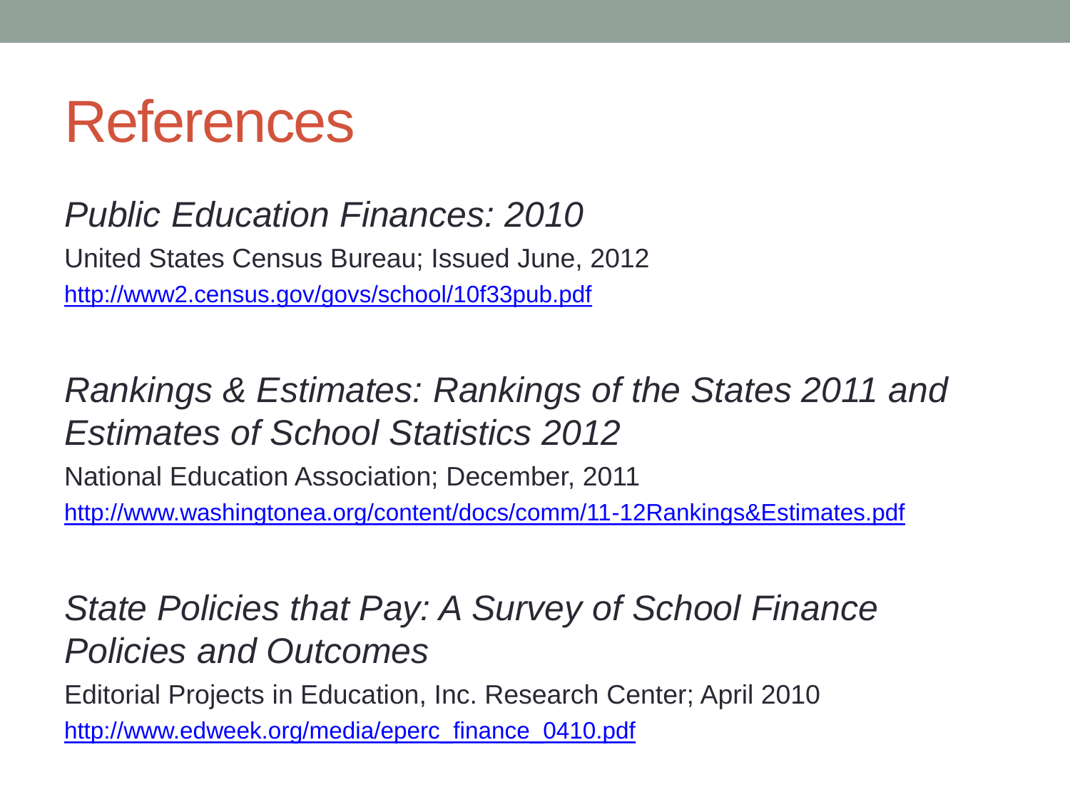# References

*Public Education Finances: 2010*

United States Census Bureau; Issued June, 2012

http://www2.census.gov/govs/school/10f33pub.pdf

*Rankings & Estimates: Rankings of the States 2011 and Estimates of School Statistics 2012*

National Education Association; December, 2011

http://www.washingtonea.org/content/docs/comm/11-12Rankings&Estimates.pdf

*State Policies that Pay: A Survey of School Finance Policies and Outcomes*

Editorial Projects in Education, Inc. Research Center; April 2010

http://www.edweek.org/media/eperc_finance_0410.pdf